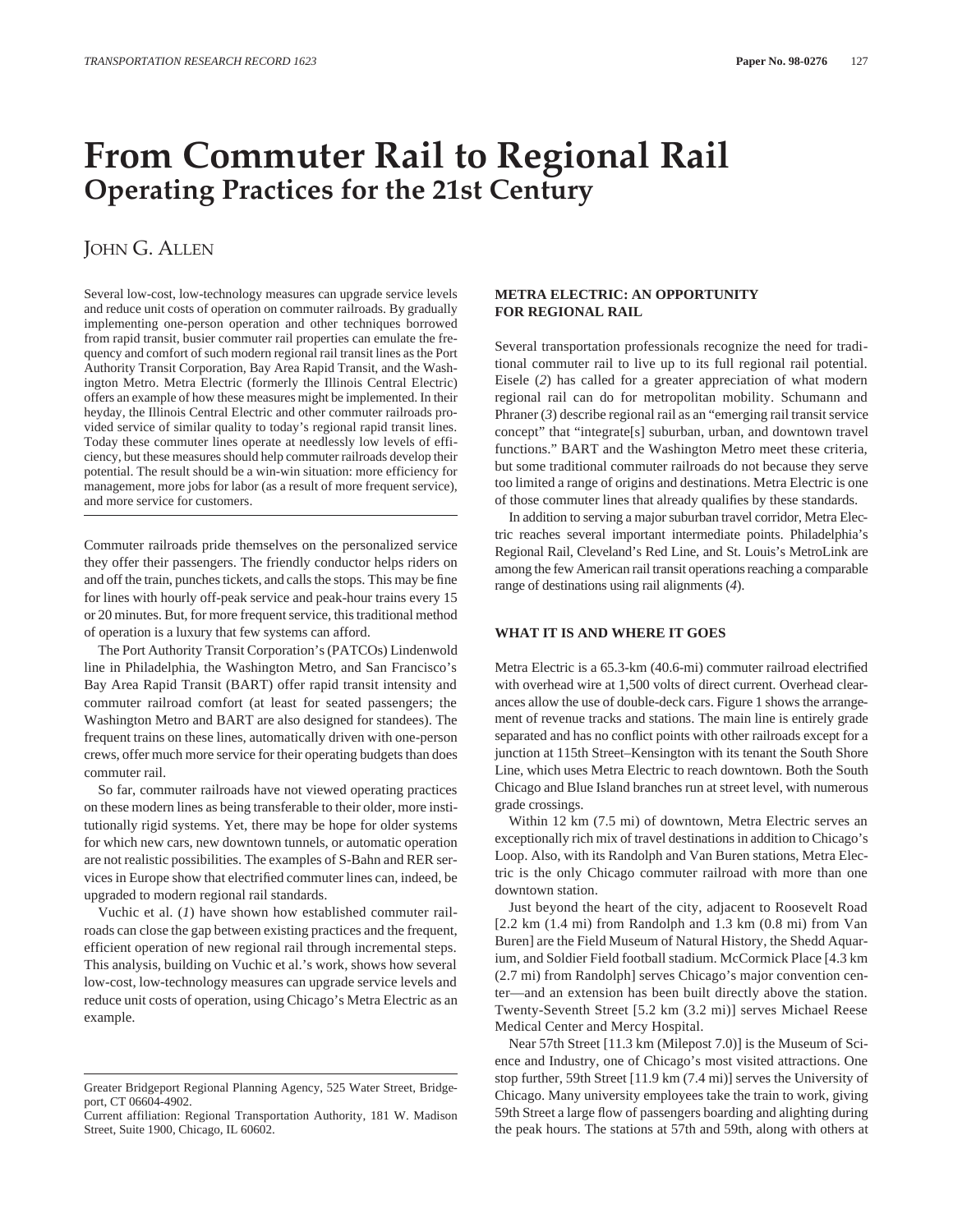# From Commuter Rail to Regional Rail

## Operating Practices for the 21st Century

JOHN G. ALLEN

Several low-cost, low-technology measures can upgrade service levels and reduce unit costs of operation on commuter railroads. By gradually implementing one-person operation and other techniques borrowed from rapid transit, busier commuter rail properties can emulate the frequency and comfort of such modern regional rail transit lines as the Port Authority Transit Corporation, Bay Area Rapid Transit, and the Washington Metro. Metra Electric (formerly the Illinois Central Electric) offers an example of how these measures might be implemented. In their heyday, the Illinois Central Electric and other commuter railroads provided service of similar quality to today's regional rapid transit lines. Today these commuter lines operate at needlessly low levels of efficiency, but these measures should help commuter railroads develop their potential. The result should be a win-win situation: more efficiency for management, more jobs for labor (as a result of more frequent service), and more service for customers.

Commuter railroads pride themselves on the personalized service they offer their passengers. The friendly conductor helps riders on and off the train, punches tickets, and calls the stops. This may be fine for lines with hourly off-peak service and peak-hour trains every 15 or 20 minutes. But, for more frequent service, this traditional method of operation is a luxury that few systems can afford.

The Port Authority Transit Corporation's (PATCOs) Lindenwold line in Philadelphia, the Washington Metro, and San Francisco's Bay Area Rapid Transit (BART) offer rapid transit intensity and commuter railroad comfort (at least for seated passengers; the Washington Metro and BART are also designed for standees). The frequent trains on these lines, automatically driven with one-person crews, offer much more service for their operating budgets than does commuter rail.

So far, commuter railroads have not viewed operating practices on these modern lines as being transferable to their older, more institutionally rigid systems. Yet, there may be hope for older systems for which new cars, new downtown tunnels, or automatic operation are not realistic possibilities. The examples of S-Bahn and RER services in Europe show that electrified commuter lines can, indeed, be upgraded to modern regional rail standards.

Vuchic et al. (*1*) have shown how established commuter railroads can close the gap between existing practices and the frequent, efficient operation of new regional rail through incremental steps. This analysis, building on Vuchic et al.'s work, shows how several low-cost, low-technology measures can upgrade service levels and reduce unit costs of operation, using Chicago's Metra Electric as an example.

Greater Bridgeport Regional Planning Agency, 525 Water Street, Bridgeport, CT 06604-4902.
Current affiliation: Regional Transportation Authority, 181 W. Madison Street, Suite 1900, Chicago, IL 60602.

## METRA ELECTRIC: AN OPPORTUNITY FOR REGIONAL RAIL

Several transportation professionals recognize the need for traditional commuter rail to live up to its full regional rail potential. Eisele (*2*) has called for a greater appreciation of what modern regional rail can do for metropolitan mobility. Schumann and Phraner (*3*) describe regional rail as an "emerging rail transit service concept" that "integrate[s] suburban, urban, and downtown travel functions." BART and the Washington Metro meet these criteria, but some traditional commuter railroads do not because they serve too limited a range of origins and destinations. Metra Electric is one of those commuter lines that already qualifies by these standards.

In addition to serving a major suburban travel corridor, Metra Electric reaches several important intermediate points. Philadelphia's Regional Rail, Cleveland's Red Line, and St. Louis's MetroLink are among the few American rail transit operations reaching a comparable range of destinations using rail alignments (*4*).

## WHAT IT IS AND WHERE IT GOES

Metra Electric is a 65.3-km (40.6-mi) commuter railroad electrified with overhead wire at 1,500 volts of direct current. Overhead clearances allow the use of double-deck cars. Figure 1 shows the arrangement of revenue tracks and stations. The main line is entirely grade separated and has no conflict points with other railroads except for a junction at 115th Street–Kensington with its tenant the South Shore Line, which uses Metra Electric to reach downtown. Both the South Chicago and Blue Island branches run at street level, with numerous grade crossings.

Within 12 km (7.5 mi) of downtown, Metra Electric serves an exceptionally rich mix of travel destinations in addition to Chicago's Loop. Also, with its Randolph and Van Buren stations, Metra Electric is the only Chicago commuter railroad with more than one downtown station.

Just beyond the heart of the city, adjacent to Roosevelt Road [2.2 km (1.4 mi) from Randolph and 1.3 km (0.8 mi) from Van Buren] are the Field Museum of Natural History, the Shedd Aquarium, and Soldier Field football stadium. McCormick Place [4.3 km (2.7 mi) from Randolph] serves Chicago's major convention center—and an extension has been built directly above the station. Twenty-Seventh Street [5.2 km (3.2 mi)] serves Michael Reese Medical Center and Mercy Hospital.

Near 57th Street [11.3 km (Milepost 7.0)] is the Museum of Science and Industry, one of Chicago's most visited attractions. One stop further, 59th Street [11.9 km (7.4 mi)] serves the University of Chicago. Many university employees take the train to work, giving 59th Street a large flow of passengers boarding and alighting during the peak hours. The stations at 57th and 59th, along with others at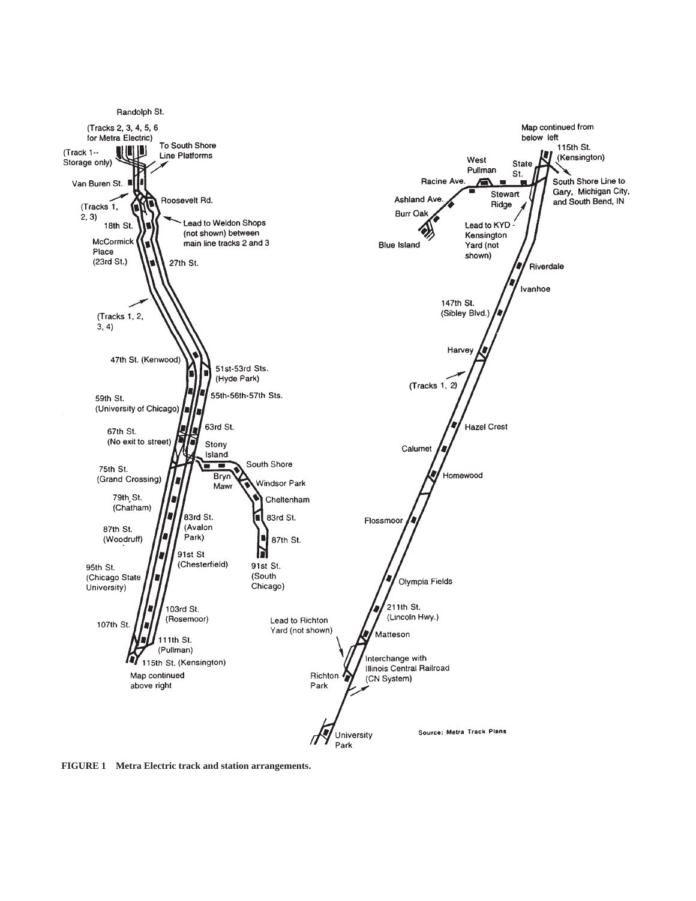Randolph St.

(Tracks 2, 3, 4, 5, 6 for Metra Electric)

(Track 1-- Storage only)

To South Shore Line Platforms

Van Buren St.

(Tracks 1, 2, 3)

Roosevelt Rd.

18th St.

Lead to Weldon Shops (not shown) between main line tracks 2 and 3

McCormick Place (23rd St.)

27th St.

(Tracks 1, 2, 3, 4)

47th St. (Kenwood)

51st-53rd Sts. (Hyde Park)

59th St. (University of Chicago)

55th-56th-57th Sts.

63rd St.

67th St. (No exit to street)

Stony Island

75th St. (Grand Crossing)

South Shore

Bryn Mawr

Windsor Park

79th St. (Chatham)

Cheltenham

83rd St. (Avalon Park)

83rd St.

87th St. (Woodruff)

87th St.

91st St (Chesterfield)

95th St. (Chicago State University)

91st St. (South Chicago)

103rd St. (Rosemoor)

107th St.

111th St. (Pullman)

115th St. (Kensington)

Map continued above right

Map continued from below left

115th St. (Kensington)

West Pullman

State St.

Racine Ave.

South Shore Line to Gary, Michigan City, and South Bend, IN

Ashland Ave.

Stewart Ridge

Burr Oak

Lead to KYD - Kensington Yard (not shown)

Blue Island

Riverdale

Ivanhoe

147th St. (Sibley Blvd.)

Harvey

(Tracks 1, 2)

Hazel Crest

Calumet

Homewood

Flossmoor

Olympia Fields

211th St. (Lincoln Hwy.)

Lead to Richton Yard (not shown)

Matteson

Interchange with Illinois Central Railroad (CN System)

Richton Park

University Park

Source: Metra Track Plans

**FIGURE 1 Metra Electric track and station arrangements.**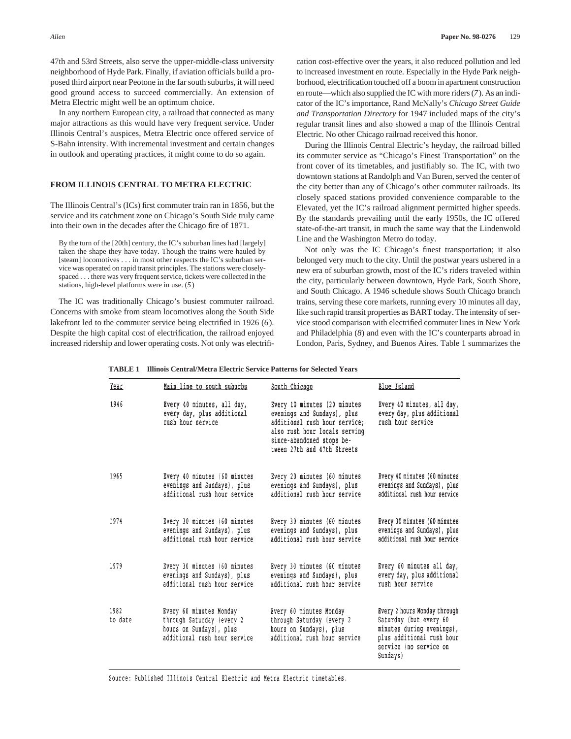47th and 53rd Streets, also serve the upper-middle-class university neighborhood of Hyde Park. Finally, if aviation officials build a proposed third airport near Peotone in the far south suburbs, it will need good ground access to succeed commercially. An extension of Metra Electric might well be an optimum choice.

In any northern European city, a railroad that connected as many major attractions as this would have very frequent service. Under Illinois Central's auspices, Metra Electric once offered service of S-Bahn intensity. With incremental investment and certain changes in outlook and operating practices, it might come to do so again.

## FROM ILLINOIS CENTRAL TO METRA ELECTRIC

The Illinois Central's (ICs) first commuter train ran in 1856, but the service and its catchment zone on Chicago's South Side truly came into their own in the decades after the Chicago fire of 1871.

> By the turn of the [20th] century, the IC's suburban lines had [largely] taken the shape they have today. Though the trains were hauled by [steam] locomotives . . . in most other respects the IC's suburban service was operated on rapid transit principles. The stations were closely-spaced . . . there was very frequent service, tickets were collected in the stations, high-level platforms were in use. (*5*)

The IC was traditionally Chicago's busiest commuter railroad. Concerns with smoke from steam locomotives along the South Side lakefront led to the commuter service being electrified in 1926 (*6*). Despite the high capital cost of electrification, the railroad enjoyed increased ridership and lower operating costs. Not only was electrification cost-effective over the years, it also reduced pollution and led to increased investment en route. Especially in the Hyde Park neighborhood, electrification touched off a boom in apartment construction en route—which also supplied the IC with more riders (*7*). As an indicator of the IC's importance, Rand McNally's *Chicago Street Guide and Transportation Directory* for 1947 included maps of the city's regular transit lines and also showed a map of the Illinois Central Electric. No other Chicago railroad received this honor.

During the Illinois Central Electric's heyday, the railroad billed its commuter service as "Chicago's Finest Transportation" on the front cover of its timetables, and justifiably so. The IC, with two downtown stations at Randolph and Van Buren, served the center of the city better than any of Chicago's other commuter railroads. Its closely spaced stations provided convenience comparable to the Elevated, yet the IC's railroad alignment permitted higher speeds. By the standards prevailing until the early 1950s, the IC offered state-of-the-art transit, in much the same way that the Lindenwold Line and the Washington Metro do today.

Not only was the IC Chicago's finest transportation; it also belonged very much to the city. Until the postwar years ushered in a new era of suburban growth, most of the IC's riders traveled within the city, particularly between downtown, Hyde Park, South Shore, and South Chicago. A 1946 schedule shows South Chicago branch trains, serving these core markets, running every 10 minutes all day, like such rapid transit properties as BART today. The intensity of service stood comparison with electrified commuter lines in New York and Philadelphia (*8*) and even with the IC's counterparts abroad in London, Paris, Sydney, and Buenos Aires. Table 1 summarizes the

**TABLE 1 Illinois Central/Metra Electric Service Patterns for Selected Years**

| Year | Main line to south suburbs | South Chicago | Blue Island |
|---|---|---|---|
| 1946 | Every 40 minutes, all day, every day, plus additional rush hour service | Every 10 minutes (20 minutes evenings and Sundays), plus additional rush hour service; also rush hour locals serving since-abandoned stops between 27th and 47th Streets | Every 40 minutes, all day, every day, plus additional rush hour service |
| 1965 | Every 40 minutes (60 minutes evenings and Sundays), plus additional rush hour service | Every 20 minutes (60 minutes evenings and Sundays), plus additional rush hour service | Every 40 minutes (60 minutes evenings and Sundays), plus additional rush hour service |
| 1974 | Every 30 minutes (60 minutes evenings and Sundays), plus additional rush hour service | Every 30 minutes (60 minutes evenings and Sundays), plus additional rush hour service | Every 30 minutes (60 minutes evenings and Sundays), plus additional rush hour service |
| 1979 | Every 30 minutes (60 minutes evenings and Sundays), plus additional rush hour service | Every 30 minutes (60 minutes evenings and Sundays), plus additional rush hour service | Every 60 minutes all day, every day, plus additional rush hour service |
| 1982 to date | Every 60 minutes Monday through Saturday (every 2 hours on Sundays), plus additional rush hour service | Every 60 minutes Monday through Saturday (every 2 hours on Sundays), plus additional rush hour service | Every 2 hours Monday through Saturday (but every 60 minutes during evenings), plus additional rush hour service (no service on Sundays) |

Source: Published Illinois Central Electric and Metra Electric timetables.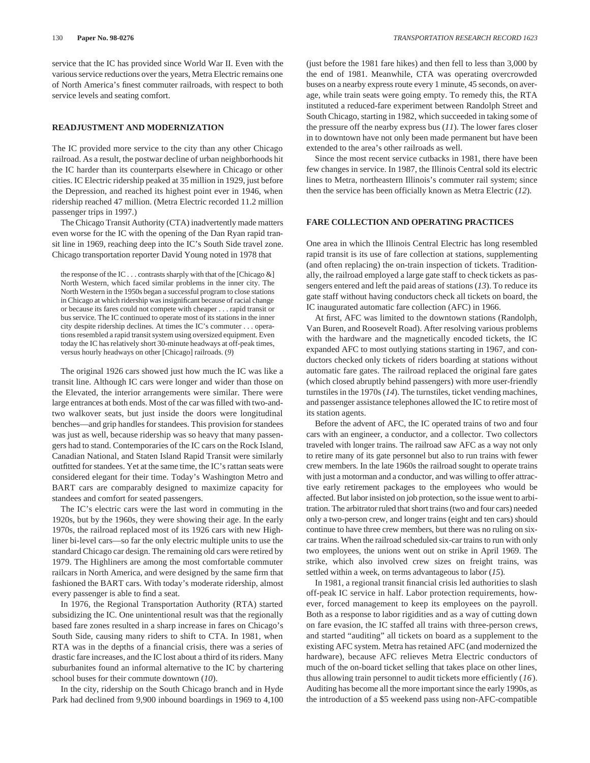service that the IC has provided since World War II. Even with the various service reductions over the years, Metra Electric remains one of North America's finest commuter railroads, with respect to both service levels and seating comfort.

## READJUSTMENT AND MODERNIZATION

The IC provided more service to the city than any other Chicago railroad. As a result, the postwar decline of urban neighborhoods hit the IC harder than its counterparts elsewhere in Chicago or other cities. IC Electric ridership peaked at 35 million in 1929, just before the Depression, and reached its highest point ever in 1946, when ridership reached 47 million. (Metra Electric recorded 11.2 million passenger trips in 1997.)

The Chicago Transit Authority (CTA) inadvertently made matters even worse for the IC with the opening of the Dan Ryan rapid transit line in 1969, reaching deep into the IC's South Side travel zone. Chicago transportation reporter David Young noted in 1978 that

> the response of the IC . . . contrasts sharply with that of the [Chicago &] North Western, which faced similar problems in the inner city. The North Western in the 1950s began a successful program to close stations in Chicago at which ridership was insignificant because of racial change or because its fares could not compete with cheaper . . . rapid transit or bus service. The IC continued to operate most of its stations in the inner city despite ridership declines. At times the IC's commuter . . . operations resembled a rapid transit system using oversized equipment. Even today the IC has relatively short 30-minute headways at off-peak times, versus hourly headways on other [Chicago] railroads. (*9*)

The original 1926 cars showed just how much the IC was like a transit line. Although IC cars were longer and wider than those on the Elevated, the interior arrangements were similar. There were large entrances at both ends. Most of the car was filled with two-and-two walkover seats, but just inside the doors were longitudinal benches—and grip handles for standees. This provision for standees was just as well, because ridership was so heavy that many passengers had to stand. Contemporaries of the IC cars on the Rock Island, Canadian National, and Staten Island Rapid Transit were similarly outfitted for standees. Yet at the same time, the IC's rattan seats were considered elegant for their time. Today's Washington Metro and BART cars are comparably designed to maximize capacity for standees and comfort for seated passengers.

The IC's electric cars were the last word in commuting in the 1920s, but by the 1960s, they were showing their age. In the early 1970s, the railroad replaced most of its 1926 cars with new Highliner bi-level cars—so far the only electric multiple units to use the standard Chicago car design. The remaining old cars were retired by 1979. The Highliners are among the most comfortable commuter railcars in North America, and were designed by the same firm that fashioned the BART cars. With today's moderate ridership, almost every passenger is able to find a seat.

In 1976, the Regional Transportation Authority (RTA) started subsidizing the IC. One unintentional result was that the regionally based fare zones resulted in a sharp increase in fares on Chicago's South Side, causing many riders to shift to CTA. In 1981, when RTA was in the depths of a financial crisis, there was a series of drastic fare increases, and the IC lost about a third of its riders. Many suburbanites found an informal alternative to the IC by chartering school buses for their commute downtown (*10*).

In the city, ridership on the South Chicago branch and in Hyde Park had declined from 9,900 inbound boardings in 1969 to 4,100 (just before the 1981 fare hikes) and then fell to less than 3,000 by the end of 1981. Meanwhile, CTA was operating overcrowded buses on a nearby express route every 1 minute, 45 seconds, on average, while train seats were going empty. To remedy this, the RTA instituted a reduced-fare experiment between Randolph Street and South Chicago, starting in 1982, which succeeded in taking some of the pressure off the nearby express bus (*11*). The lower fares closer in to downtown have not only been made permanent but have been extended to the area's other railroads as well.

Since the most recent service cutbacks in 1981, there have been few changes in service. In 1987, the Illinois Central sold its electric lines to Metra, northeastern Illinois's commuter rail system; since then the service has been officially known as Metra Electric (*12*).

## FARE COLLECTION AND OPERATING PRACTICES

One area in which the Illinois Central Electric has long resembled rapid transit is its use of fare collection at stations, supplementing (and often replacing) the on-train inspection of tickets. Traditionally, the railroad employed a large gate staff to check tickets as passengers entered and left the paid areas of stations (*13*). To reduce its gate staff without having conductors check all tickets on board, the IC inaugurated automatic fare collection (AFC) in 1966.

At first, AFC was limited to the downtown stations (Randolph, Van Buren, and Roosevelt Road). After resolving various problems with the hardware and the magnetically encoded tickets, the IC expanded AFC to most outlying stations starting in 1967, and conductors checked only tickets of riders boarding at stations without automatic fare gates. The railroad replaced the original fare gates (which closed abruptly behind passengers) with more user-friendly turnstiles in the 1970s (*14*). The turnstiles, ticket vending machines, and passenger assistance telephones allowed the IC to retire most of its station agents.

Before the advent of AFC, the IC operated trains of two and four cars with an engineer, a conductor, and a collector. Two collectors traveled with longer trains. The railroad saw AFC as a way not only to retire many of its gate personnel but also to run trains with fewer crew members. In the late 1960s the railroad sought to operate trains with just a motorman and a conductor, and was willing to offer attractive early retirement packages to the employees who would be affected. But labor insisted on job protection, so the issue went to arbitration. The arbitrator ruled that short trains (two and four cars) needed only a two-person crew, and longer trains (eight and ten cars) should continue to have three crew members, but there was no ruling on six-car trains. When the railroad scheduled six-car trains to run with only two employees, the unions went out on strike in April 1969. The strike, which also involved crew sizes on freight trains, was settled within a week, on terms advantageous to labor (*15*).

In 1981, a regional transit financial crisis led authorities to slash off-peak IC service in half. Labor protection requirements, however, forced management to keep its employees on the payroll. Both as a response to labor rigidities and as a way of cutting down on fare evasion, the IC staffed all trains with three-person crews, and started "auditing" all tickets on board as a supplement to the existing AFC system. Metra has retained AFC (and modernized the hardware), because AFC relieves Metra Electric conductors of much of the on-board ticket selling that takes place on other lines, thus allowing train personnel to audit tickets more efficiently (*16*). Auditing has become all the more important since the early 1990s, as the introduction of a $5 weekend pass using non-AFC-compatible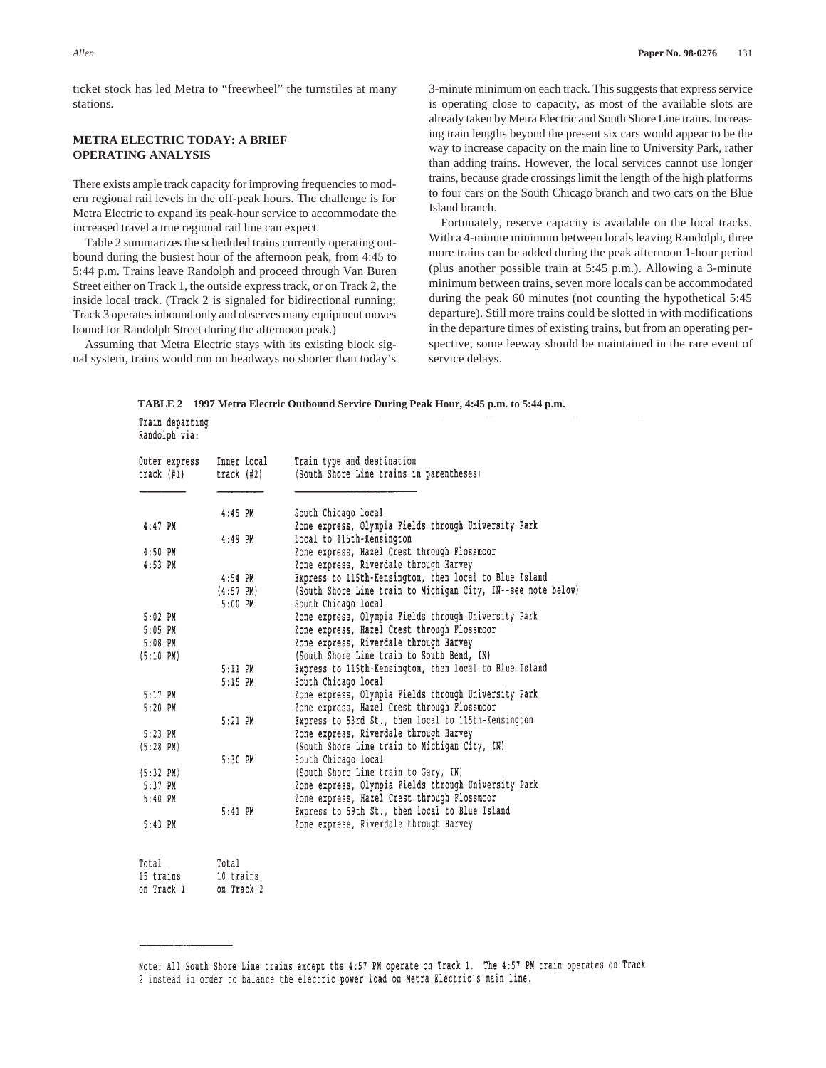ticket stock has led Metra to "freewheel" the turnstiles at many stations.

## METRA ELECTRIC TODAY: A BRIEF OPERATING ANALYSIS

There exists ample track capacity for improving frequencies to modern regional rail levels in the off-peak hours. The challenge is for Metra Electric to expand its peak-hour service to accommodate the increased travel a true regional rail line can expect.

Table 2 summarizes the scheduled trains currently operating outbound during the busiest hour of the afternoon peak, from 4:45 to 5:44 p.m. Trains leave Randolph and proceed through Van Buren Street either on Track 1, the outside express track, or on Track 2, the inside local track. (Track 2 is signaled for bidirectional running; Track 3 operates inbound only and observes many equipment moves bound for Randolph Street during the afternoon peak.)

Assuming that Metra Electric stays with its existing block signal system, trains would run on headways no shorter than today's 3-minute minimum on each track. This suggests that express service is operating close to capacity, as most of the available slots are already taken by Metra Electric and South Shore Line trains. Increasing train lengths beyond the present six cars would appear to be the way to increase capacity on the main line to University Park, rather than adding trains. However, the local services cannot use longer trains, because grade crossings limit the length of the high platforms to four cars on the South Chicago branch and two cars on the Blue Island branch.

Fortunately, reserve capacity is available on the local tracks. With a 4-minute minimum between locals leaving Randolph, three more trains can be added during the peak afternoon 1-hour period (plus another possible train at 5:45 p.m.). Allowing a 3-minute minimum between trains, seven more locals can be accommodated during the peak 60 minutes (not counting the hypothetical 5:45 departure). Still more trains could be slotted in with modifications in the departure times of existing trains, but from an operating perspective, some leeway should be maintained in the rare event of service delays.

**TABLE 2 1997 Metra Electric Outbound Service During Peak Hour, 4:45 p.m. to 5:44 p.m.**

Train departing Randolph via:

| Outer express track (#1) | Inner local track (#2) | Train type and destination (South Shore Line trains in parentheses) |
|---|---|---|
| | 4:45 PM | South Chicago local |
| 4:47 PM | | Zone express, Olympia Fields through University Park |
| | 4:49 PM | Local to 115th-Kensington |
| 4:50 PM | | Zone express, Hazel Crest through Flossmoor |
| 4:53 PM | | Zone express, Riverdale through Harvey |
| | 4:54 PM | Express to 115th-Kensington, then local to Blue Island |
| | (4:57 PM) | (South Shore Line train to Michigan City, IN--see note below) |
| | 5:00 PM | South Chicago local |
| 5:02 PM | | Zone express, Olympia Fields through University Park |
| 5:05 PM | | Zone express, Hazel Crest through Flossmoor |
| 5:08 PM | | Zone express, Riverdale through Harvey |
| (5:10 PM) | | (South Shore Line train to South Bend, IN) |
| | 5:11 PM | Express to 115th-Kensington, then local to Blue Island |
| | 5:15 PM | South Chicago local |
| 5:17 PM | | Zone express, Olympia Fields through University Park |
| 5:20 PM | | Zone express, Hazel Crest through Flossmoor |
| | 5:21 PM | Express to 53rd St., then local to 115th-Kensington |
| 5:23 PM | | Zone express, Riverdale through Harvey |
| (5:28 PM) | | (South Shore Line train to Michigan City, IN) |
| | 5:30 PM | South Chicago local |
| (5:32 PM) | | (South Shore Line train to Gary, IN) |
| 5:37 PM | | Zone express, Olympia Fields through University Park |
| 5:40 PM | | Zone express, Hazel Crest through Flossmoor |
| | 5:41 PM | Express to 59th St., then local to Blue Island |
| 5:43 PM | | Zone express, Riverdale through Harvey |
| Total 15 trains on Track 1 | Total 10 trains on Track 2 | |

Note: All South Shore Line trains except the 4:57 PM operate on Track 1. The 4:57 PM train operates on Track 2 instead in order to balance the electric power load on Metra Electric's main line.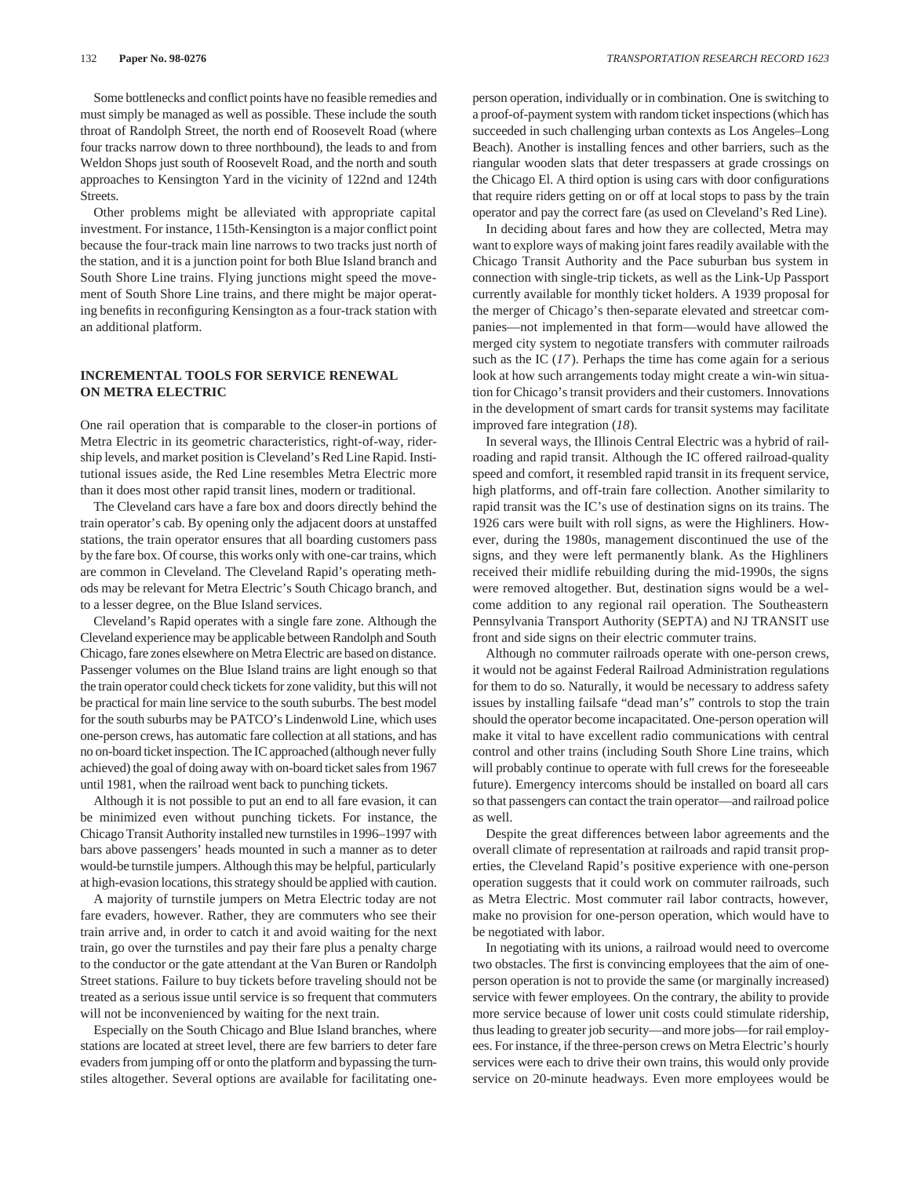Some bottlenecks and conflict points have no feasible remedies and must simply be managed as well as possible. These include the south throat of Randolph Street, the north end of Roosevelt Road (where four tracks narrow down to three northbound), the leads to and from Weldon Shops just south of Roosevelt Road, and the north and south approaches to Kensington Yard in the vicinity of 122nd and 124th Streets.

Other problems might be alleviated with appropriate capital investment. For instance, 115th-Kensington is a major conflict point because the four-track main line narrows to two tracks just north of the station, and it is a junction point for both Blue Island branch and South Shore Line trains. Flying junctions might speed the movement of South Shore Line trains, and there might be major operating benefits in reconfiguring Kensington as a four-track station with an additional platform.

## INCREMENTAL TOOLS FOR SERVICE RENEWAL ON METRA ELECTRIC

One rail operation that is comparable to the closer-in portions of Metra Electric in its geometric characteristics, right-of-way, ridership levels, and market position is Cleveland's Red Line Rapid. Institutional issues aside, the Red Line resembles Metra Electric more than it does most other rapid transit lines, modern or traditional.

The Cleveland cars have a fare box and doors directly behind the train operator's cab. By opening only the adjacent doors at unstaffed stations, the train operator ensures that all boarding customers pass by the fare box. Of course, this works only with one-car trains, which are common in Cleveland. The Cleveland Rapid's operating methods may be relevant for Metra Electric's South Chicago branch, and to a lesser degree, on the Blue Island services.

Cleveland's Rapid operates with a single fare zone. Although the Cleveland experience may be applicable between Randolph and South Chicago, fare zones elsewhere on Metra Electric are based on distance. Passenger volumes on the Blue Island trains are light enough so that the train operator could check tickets for zone validity, but this will not be practical for main line service to the south suburbs. The best model for the south suburbs may be PATCO's Lindenwold Line, which uses one-person crews, has automatic fare collection at all stations, and has no on-board ticket inspection. The IC approached (although never fully achieved) the goal of doing away with on-board ticket sales from 1967 until 1981, when the railroad went back to punching tickets.

Although it is not possible to put an end to all fare evasion, it can be minimized even without punching tickets. For instance, the Chicago Transit Authority installed new turnstiles in 1996–1997 with bars above passengers' heads mounted in such a manner as to deter would-be turnstile jumpers. Although this may be helpful, particularly at high-evasion locations, this strategy should be applied with caution.

A majority of turnstile jumpers on Metra Electric today are not fare evaders, however. Rather, they are commuters who see their train arrive and, in order to catch it and avoid waiting for the next train, go over the turnstiles and pay their fare plus a penalty charge to the conductor or the gate attendant at the Van Buren or Randolph Street stations. Failure to buy tickets before traveling should not be treated as a serious issue until service is so frequent that commuters will not be inconvenienced by waiting for the next train.

Especially on the South Chicago and Blue Island branches, where stations are located at street level, there are few barriers to deter fare evaders from jumping off or onto the platform and bypassing the turnstiles altogether. Several options are available for facilitating one-person operation, individually or in combination. One is switching to a proof-of-payment system with random ticket inspections (which has succeeded in such challenging urban contexts as Los Angeles–Long Beach). Another is installing fences and other barriers, such as the riangular wooden slats that deter trespassers at grade crossings on the Chicago El. A third option is using cars with door configurations that require riders getting on or off at local stops to pass by the train operator and pay the correct fare (as used on Cleveland's Red Line).

In deciding about fares and how they are collected, Metra may want to explore ways of making joint fares readily available with the Chicago Transit Authority and the Pace suburban bus system in connection with single-trip tickets, as well as the Link-Up Passport currently available for monthly ticket holders. A 1939 proposal for the merger of Chicago's then-separate elevated and streetcar companies—not implemented in that form—would have allowed the merged city system to negotiate transfers with commuter railroads such as the IC (*17*). Perhaps the time has come again for a serious look at how such arrangements today might create a win-win situation for Chicago's transit providers and their customers. Innovations in the development of smart cards for transit systems may facilitate improved fare integration (*18*).

In several ways, the Illinois Central Electric was a hybrid of railroading and rapid transit. Although the IC offered railroad-quality speed and comfort, it resembled rapid transit in its frequent service, high platforms, and off-train fare collection. Another similarity to rapid transit was the IC's use of destination signs on its trains. The 1926 cars were built with roll signs, as were the Highliners. However, during the 1980s, management discontinued the use of the signs, and they were left permanently blank. As the Highliners received their midlife rebuilding during the mid-1990s, the signs were removed altogether. But, destination signs would be a welcome addition to any regional rail operation. The Southeastern Pennsylvania Transport Authority (SEPTA) and NJ TRANSIT use front and side signs on their electric commuter trains.

Although no commuter railroads operate with one-person crews, it would not be against Federal Railroad Administration regulations for them to do so. Naturally, it would be necessary to address safety issues by installing failsafe "dead man's" controls to stop the train should the operator become incapacitated. One-person operation will make it vital to have excellent radio communications with central control and other trains (including South Shore Line trains, which will probably continue to operate with full crews for the foreseeable future). Emergency intercoms should be installed on board all cars so that passengers can contact the train operator—and railroad police as well.

Despite the great differences between labor agreements and the overall climate of representation at railroads and rapid transit properties, the Cleveland Rapid's positive experience with one-person operation suggests that it could work on commuter railroads, such as Metra Electric. Most commuter rail labor contracts, however, make no provision for one-person operation, which would have to be negotiated with labor.

In negotiating with its unions, a railroad would need to overcome two obstacles. The first is convincing employees that the aim of one-person operation is not to provide the same (or marginally increased) service with fewer employees. On the contrary, the ability to provide more service because of lower unit costs could stimulate ridership, thus leading to greater job security—and more jobs—for rail employees. For instance, if the three-person crews on Metra Electric's hourly services were each to drive their own trains, this would only provide service on 20-minute headways. Even more employees would be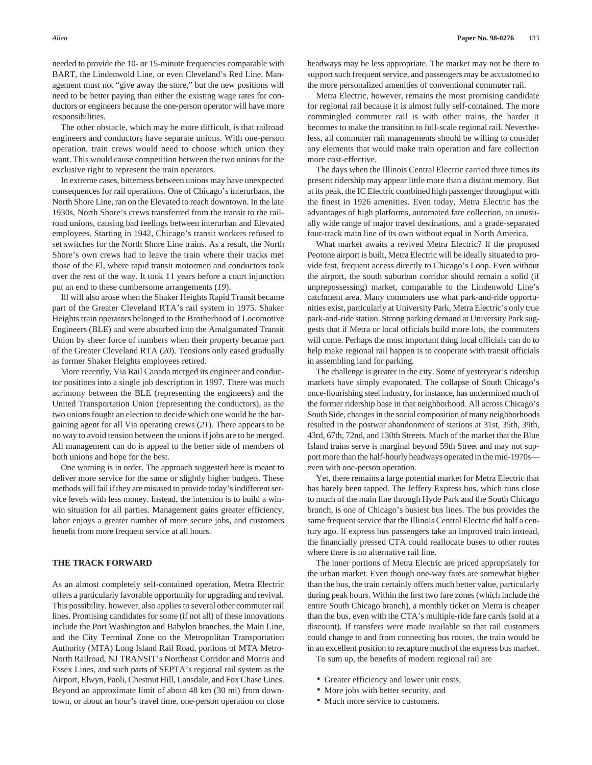needed to provide the 10- or 15-minute frequencies comparable with BART, the Lindenwold Line, or even Cleveland's Red Line. Management must not "give away the store," but the new positions will need to be better paying than either the existing wage rates for conductors or engineers because the one-person operator will have more responsibilities.

The other obstacle, which may be more difficult, is that railroad engineers and conductors have separate unions. With one-person operation, train crews would need to choose which union they want. This would cause competition between the two unions for the exclusive right to represent the train operators.

In extreme cases, bitterness between unions may have unexpected consequences for rail operations. One of Chicago's interurbans, the North Shore Line, ran on the Elevated to reach downtown. In the late 1930s, North Shore's crews transferred from the transit to the railroad unions, causing bad feelings between interurban and Elevated employees. Starting in 1942, Chicago's transit workers refused to set switches for the North Shore Line trains. As a result, the North Shore's own crews had to leave the train where their tracks met those of the El, where rapid transit motormen and conductors took over the rest of the way. It took 11 years before a court injunction put an end to these cumbersome arrangements (*19*).

Ill will also arose when the Shaker Heights Rapid Transit became part of the Greater Cleveland RTA's rail system in 1975. Shaker Heights train operators belonged to the Brotherhood of Locomotive Engineers (BLE) and were absorbed into the Amalgamated Transit Union by sheer force of numbers when their property became part of the Greater Cleveland RTA (*20*). Tensions only eased gradually as former Shaker Heights employees retired.

More recently, Via Rail Canada merged its engineer and conductor positions into a single job description in 1997. There was much acrimony between the BLE (representing the engineers) and the United Transportation Union (representing the conductors), as the two unions fought an election to decide which one would be the bargaining agent for all Via operating crews (*21*). There appears to be no way to avoid tension between the unions if jobs are to be merged. All management can do is appeal to the better side of members of both unions and hope for the best.

One warning is in order. The approach suggested here is meant to deliver more service for the same or slightly higher budgets. These methods will fail if they are misused to provide today's indifferent service levels with less money. Instead, the intention is to build a win-win situation for all parties. Management gains greater efficiency, labor enjoys a greater number of more secure jobs, and customers benefit from more frequent service at all hours.

## THE TRACK FORWARD

As an almost completely self-contained operation, Metra Electric offers a particularly favorable opportunity for upgrading and revival. This possibility, however, also applies to several other commuter rail lines. Promising candidates for some (if not all) of these innovations include the Port Washington and Babylon branches, the Main Line, and the City Terminal Zone on the Metropolitan Transportation Authority (MTA) Long Island Rail Road, portions of MTA Metro-North Railroad, NJ TRANSIT's Northeast Corridor and Morris and Essex Lines, and such parts of SEPTA's regional rail system as the Airport, Elwyn, Paoli, Chestnut Hill, Lansdale, and Fox Chase Lines. Beyond an approximate limit of about 48 km (30 mi) from downtown, or about an hour's travel time, one-person operation on close headways may be less appropriate. The market may not be there to support such frequent service, and passengers may be accustomed to the more personalized amenities of conventional commuter rail.

Metra Electric, however, remains the most promising candidate for regional rail because it is almost fully self-contained. The more commingled commuter rail is with other trains, the harder it becomes to make the transition to full-scale regional rail. Nevertheless, all commuter rail managements should be willing to consider any elements that would make train operation and fare collection more cost-effective.

The days when the Illinois Central Electric carried three times its present ridership may appear little more than a distant memory. But at its peak, the IC Electric combined high passenger throughput with the finest in 1926 amenities. Even today, Metra Electric has the advantages of high platforms, automated fare collection, an unusually wide range of major travel destinations, and a grade-separated four-track main line of its own without equal in North America.

What market awaits a revived Metra Electric? If the proposed Peotone airport is built, Metra Electric will be ideally situated to provide fast, frequent access directly to Chicago's Loop. Even without the airport, the south suburban corridor should remain a solid (if unprepossessing) market, comparable to the Lindenwold Line's catchment area. Many commuters use what park-and-ride opportunities exist, particularly at University Park, Metra Electric's only true park-and-ride station. Strong parking demand at University Park suggests that if Metra or local officials build more lots, the commuters will come. Perhaps the most important thing local officials can do to help make regional rail happen is to cooperate with transit officials in assembling land for parking.

The challenge is greater in the city. Some of yesteryear's ridership markets have simply evaporated. The collapse of South Chicago's once-flourishing steel industry, for instance, has undermined much of the former ridership base in that neighborhood. All across Chicago's South Side, changes in the social composition of many neighborhoods resulted in the postwar abandonment of stations at 31st, 35th, 39th, 43rd, 67th, 72nd, and 130th Streets. Much of the market that the Blue Island trains serve is marginal beyond 59th Street and may not support more than the half-hourly headways operated in the mid-1970s—even with one-person operation.

Yet, there remains a large potential market for Metra Electric that has barely been tapped. The Jeffery Express bus, which runs close to much of the main line through Hyde Park and the South Chicago branch, is one of Chicago's busiest bus lines. The bus provides the same frequent service that the Illinois Central Electric did half a century ago. If express bus passengers take an improved train instead, the financially pressed CTA could reallocate buses to other routes where there is no alternative rail line.

The inner portions of Metra Electric are priced appropriately for the urban market. Even though one-way fares are somewhat higher than the bus, the train certainly offers much better value, particularly during peak hours. Within the first two fare zones (which include the entire South Chicago branch), a monthly ticket on Metra is cheaper than the bus, even with the CTA's multiple-ride fare cards (sold at a discount). If transfers were made available so that rail customers could change to and from connecting bus routes, the train would be in an excellent position to recapture much of the express bus market.

To sum up, the benefits of modern regional rail are

- Greater efficiency and lower unit costs,
- More jobs with better security, and
- Much more service to customers.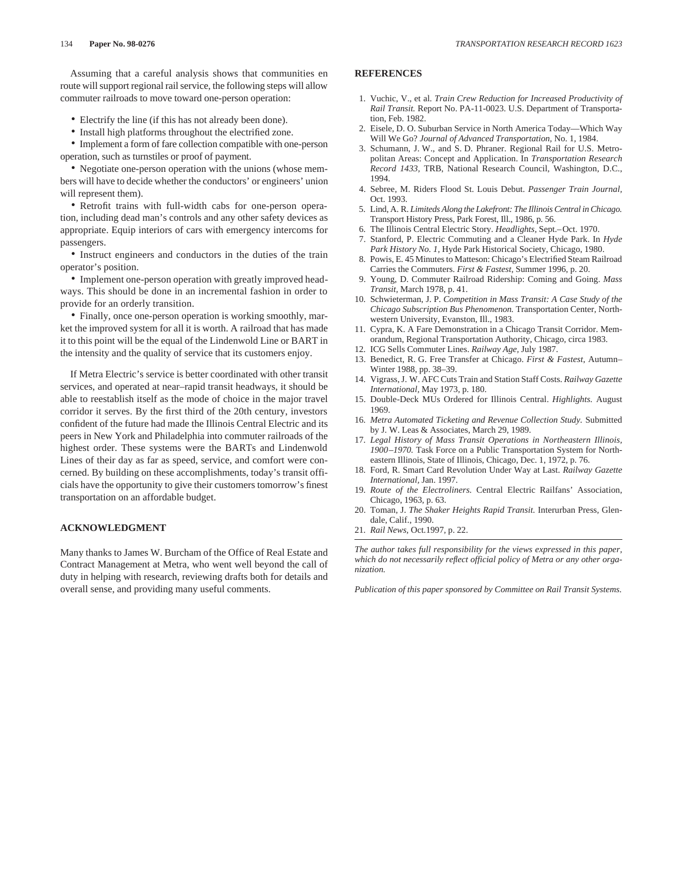Assuming that a careful analysis shows that communities en route will support regional rail service, the following steps will allow commuter railroads to move toward one-person operation:

- Electrify the line (if this has not already been done).
- Install high platforms throughout the electrified zone.
- Implement a form of fare collection compatible with one-person operation, such as turnstiles or proof of payment.
- Negotiate one-person operation with the unions (whose members will have to decide whether the conductors' or engineers' union will represent them).
- Retrofit trains with full-width cabs for one-person operation, including dead man's controls and any other safety devices as appropriate. Equip interiors of cars with emergency intercoms for passengers.
- Instruct engineers and conductors in the duties of the train operator's position.
- Implement one-person operation with greatly improved headways. This should be done in an incremental fashion in order to provide for an orderly transition.
- Finally, once one-person operation is working smoothly, market the improved system for all it is worth. A railroad that has made it to this point will be the equal of the Lindenwold Line or BART in the intensity and the quality of service that its customers enjoy.

If Metra Electric's service is better coordinated with other transit services, and operated at near–rapid transit headways, it should be able to reestablish itself as the mode of choice in the major travel corridor it serves. By the first third of the 20th century, investors confident of the future had made the Illinois Central Electric and its peers in New York and Philadelphia into commuter railroads of the highest order. These systems were the BARTs and Lindenwold Lines of their day as far as speed, service, and comfort were concerned. By building on these accomplishments, today's transit officials have the opportunity to give their customers tomorrow's finest transportation on an affordable budget.

## ACKNOWLEDGMENT

Many thanks to James W. Burcham of the Office of Real Estate and Contract Management at Metra, who went well beyond the call of duty in helping with research, reviewing drafts both for details and overall sense, and providing many useful comments.

## REFERENCES

1. Vuchic, V., et al. *Train Crew Reduction for Increased Productivity of Rail Transit.* Report No. PA-11-0023. U.S. Department of Transportation, Feb. 1982.
2. Eisele, D. O. Suburban Service in North America Today—Which Way Will We Go? *Journal of Advanced Transportation,* No. 1, 1984.
3. Schumann, J. W., and S. D. Phraner. Regional Rail for U.S. Metropolitan Areas: Concept and Application. In *Transportation Research Record 1433,* TRB, National Research Council, Washington, D.C., 1994.
4. Sebree, M. Riders Flood St. Louis Debut. *Passenger Train Journal,* Oct. 1993.
5. Lind, A. R. *Limiteds Along the Lakefront: The Illinois Central in Chicago.* Transport History Press, Park Forest, Ill., 1986, p. 56.
6. The Illinois Central Electric Story. *Headlights,* Sept.–Oct. 1970.
7. Stanford, P. Electric Commuting and a Cleaner Hyde Park. In *Hyde Park History No. 1,* Hyde Park Historical Society, Chicago, 1980.
8. Powis, E. 45 Minutes to Matteson: Chicago's Electrified Steam Railroad Carries the Commuters. *First & Fastest,* Summer 1996, p. 20.
9. Young, D. Commuter Railroad Ridership: Coming and Going. *Mass Transit,* March 1978, p. 41.
10. Schwieterman, J. P. *Competition in Mass Transit: A Case Study of the Chicago Subscription Bus Phenomenon.* Transportation Center, Northwestern University, Evanston, Ill., 1983.
11. Cypra, K. A Fare Demonstration in a Chicago Transit Corridor. Memorandum, Regional Transportation Authority, Chicago, circa 1983.
12. ICG Sells Commuter Lines. *Railway Age,* July 1987.
13. Benedict, R. G. Free Transfer at Chicago. *First & Fastest,* Autumn–Winter 1988, pp. 38–39.
14. Vigrass, J. W. AFC Cuts Train and Station Staff Costs. *Railway Gazette International,* May 1973, p. 180.
15. Double-Deck MUs Ordered for Illinois Central. *Highlights.* August 1969.
16. *Metra Automated Ticketing and Revenue Collection Study.* Submitted by J. W. Leas & Associates, March 29, 1989.
17. *Legal History of Mass Transit Operations in Northeastern Illinois, 1900–1970.* Task Force on a Public Transportation System for Northeastern Illinois, State of Illinois, Chicago, Dec. 1, 1972, p. 76.
18. Ford, R. Smart Card Revolution Under Way at Last. *Railway Gazette International,* Jan. 1997.
19. *Route of the Electroliners.* Central Electric Railfans' Association, Chicago, 1963, p. 63.
20. Toman, J. *The Shaker Heights Rapid Transit.* Interurban Press, Glendale, Calif., 1990.
21. *Rail News,* Oct.1997, p. 22.

*The author takes full responsibility for the views expressed in this paper, which do not necessarily reflect official policy of Metra or any other organization.*

*Publication of this paper sponsored by Committee on Rail Transit Systems.*